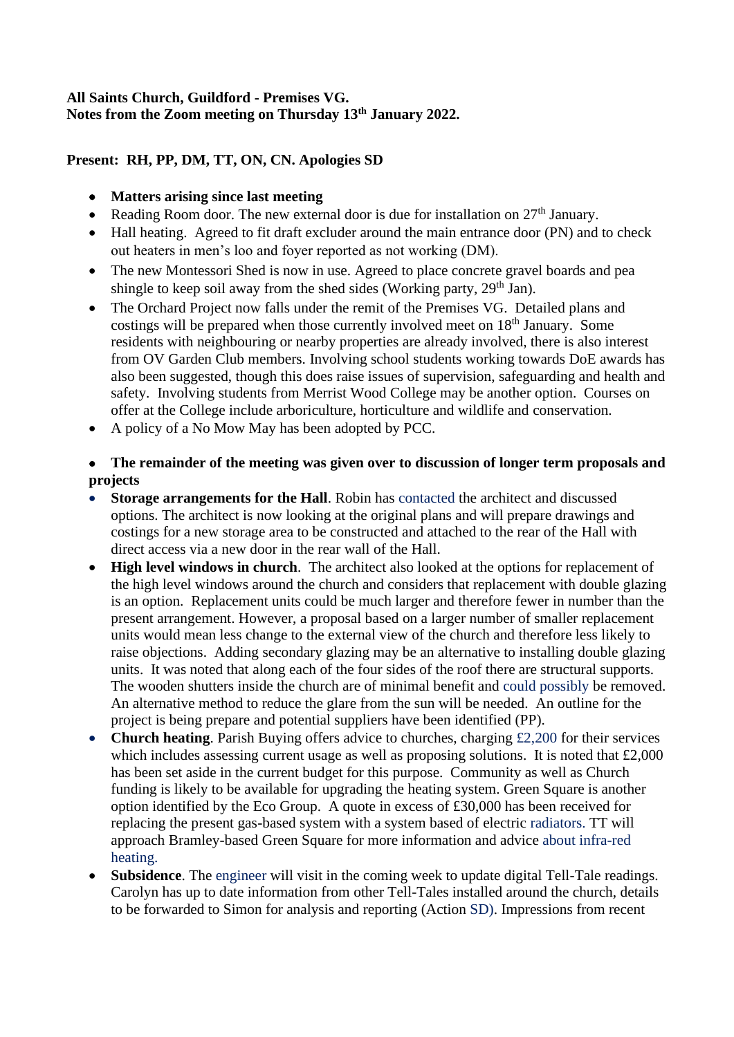**All Saints Church, Guildford - Premises VG.**
**Notes from the Zoom meeting on Thursday 13th January 2022.**

**Present: RH, PP, DM, TT, ON, CN. Apologies SD**

- **Matters arising since last meeting**
- Reading Room door. The new external door is due for installation on 27th January.
- Hall heating. Agreed to fit draft excluder around the main entrance door (PN) and to check out heaters in men's loo and foyer reported as not working (DM).
- The new Montessori Shed is now in use. Agreed to place concrete gravel boards and pea shingle to keep soil away from the shed sides (Working party, 29th Jan).
- The Orchard Project now falls under the remit of the Premises VG. Detailed plans and costings will be prepared when those currently involved meet on 18th January. Some residents with neighbouring or nearby properties are already involved, there is also interest from OV Garden Club members. Involving school students working towards DoE awards has also been suggested, though this does raise issues of supervision, safeguarding and health and safety. Involving students from Merrist Wood College may be another option. Courses on offer at the College include arboriculture, horticulture and wildlife and conservation.
- A policy of a No Mow May has been adopted by PCC.

- **The remainder of the meeting was given over to discussion of longer term proposals and projects**
- **Storage arrangements for the Hall**. Robin has contacted the architect and discussed options. The architect is now looking at the original plans and will prepare drawings and costings for a new storage area to be constructed and attached to the rear of the Hall with direct access via a new door in the rear wall of the Hall.
- **High level windows in church**. The architect also looked at the options for replacement of the high level windows around the church and considers that replacement with double glazing is an option. Replacement units could be much larger and therefore fewer in number than the present arrangement. However, a proposal based on a larger number of smaller replacement units would mean less change to the external view of the church and therefore less likely to raise objections. Adding secondary glazing may be an alternative to installing double glazing units. It was noted that along each of the four sides of the roof there are structural supports. The wooden shutters inside the church are of minimal benefit and could possibly be removed. An alternative method to reduce the glare from the sun will be needed. An outline for the project is being prepare and potential suppliers have been identified (PP).
- **Church heating**. Parish Buying offers advice to churches, charging £2,200 for their services which includes assessing current usage as well as proposing solutions. It is noted that £2,000 has been set aside in the current budget for this purpose. Community as well as Church funding is likely to be available for upgrading the heating system. Green Square is another option identified by the Eco Group. A quote in excess of £30,000 has been received for replacing the present gas-based system with a system based of electric radiators. TT will approach Bramley-based Green Square for more information and advice about infra-red heating.
- **Subsidence**. The engineer will visit in the coming week to update digital Tell-Tale readings. Carolyn has up to date information from other Tell-Tales installed around the church, details to be forwarded to Simon for analysis and reporting (Action SD). Impressions from recent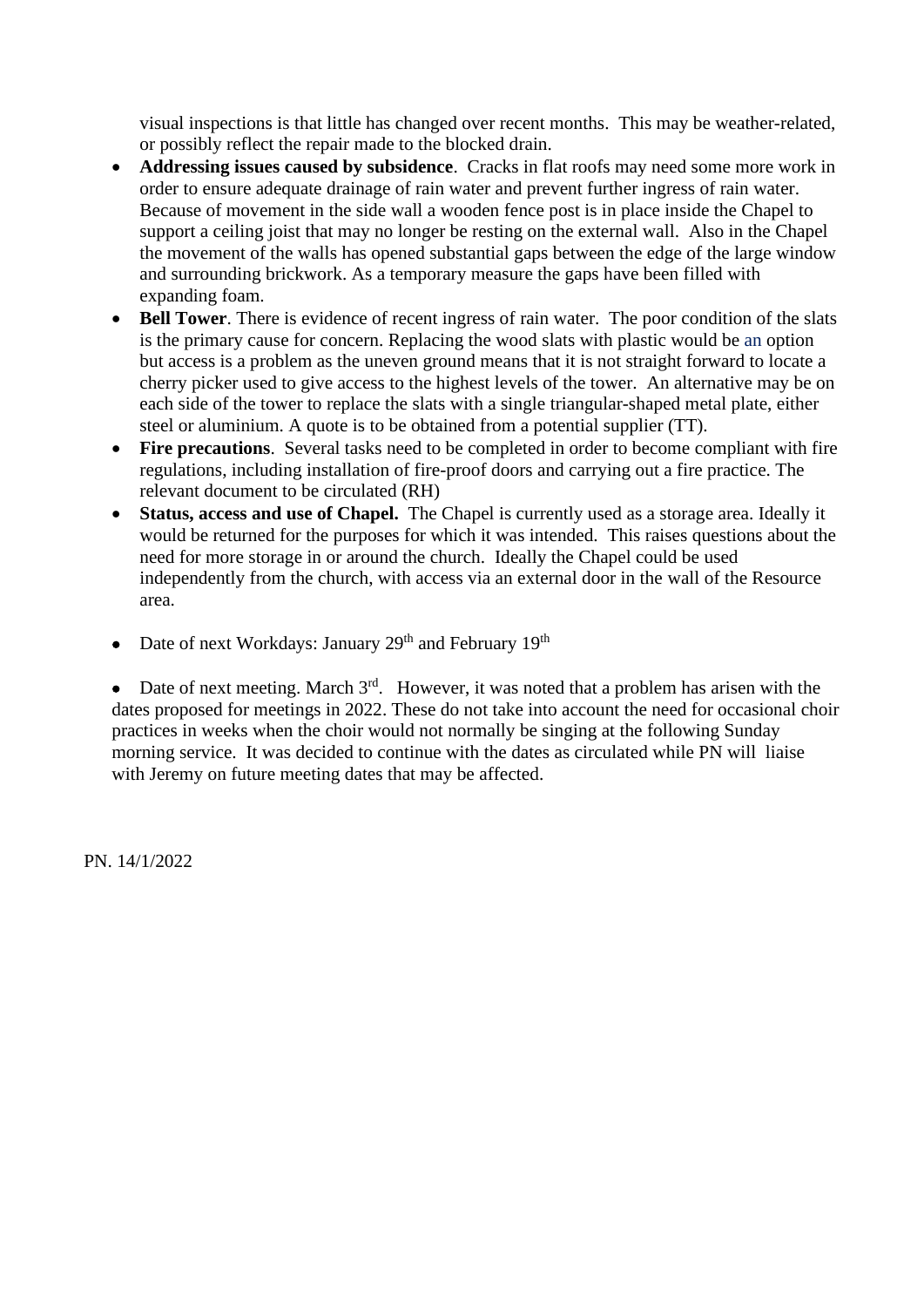visual inspections is that little has changed over recent months. This may be weather-related, or possibly reflect the repair made to the blocked drain.

- **Addressing issues caused by subsidence**. Cracks in flat roofs may need some more work in order to ensure adequate drainage of rain water and prevent further ingress of rain water. Because of movement in the side wall a wooden fence post is in place inside the Chapel to support a ceiling joist that may no longer be resting on the external wall. Also in the Chapel the movement of the walls has opened substantial gaps between the edge of the large window and surrounding brickwork. As a temporary measure the gaps have been filled with expanding foam.
- **Bell Tower**. There is evidence of recent ingress of rain water. The poor condition of the slats is the primary cause for concern. Replacing the wood slats with plastic would be an option but access is a problem as the uneven ground means that it is not straight forward to locate a cherry picker used to give access to the highest levels of the tower. An alternative may be on each side of the tower to replace the slats with a single triangular-shaped metal plate, either steel or aluminium. A quote is to be obtained from a potential supplier (TT).
- **Fire precautions**. Several tasks need to be completed in order to become compliant with fire regulations, including installation of fire-proof doors and carrying out a fire practice. The relevant document to be circulated (RH)
- **Status, access and use of Chapel.** The Chapel is currently used as a storage area. Ideally it would be returned for the purposes for which it was intended. This raises questions about the need for more storage in or around the church. Ideally the Chapel could be used independently from the church, with access via an external door in the wall of the Resource area.

- Date of next Workdays: January 29th and February 19th

- Date of next meeting. March 3rd. However, it was noted that a problem has arisen with the dates proposed for meetings in 2022. These do not take into account the need for occasional choir practices in weeks when the choir would not normally be singing at the following Sunday morning service. It was decided to continue with the dates as circulated while PN will liaise with Jeremy on future meeting dates that may be affected.

PN. 14/1/2022